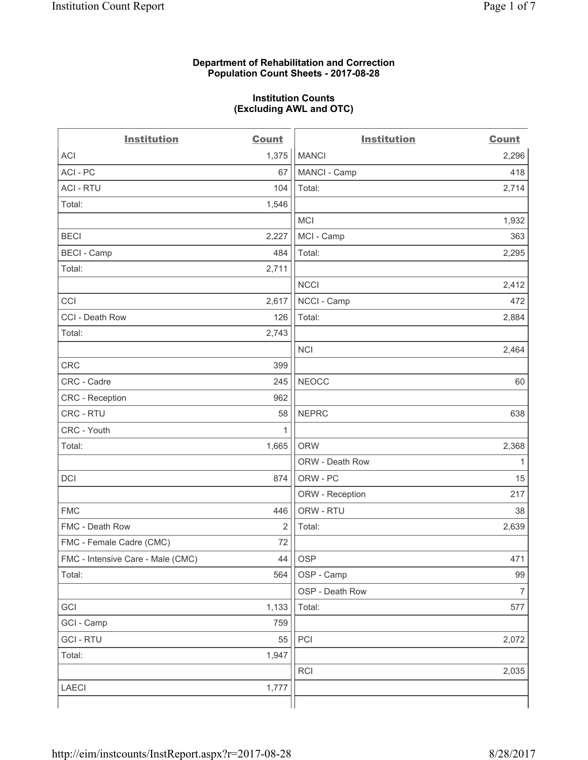**Department of Rehabilitation and Correction**
**Population Count Sheets - 2017-08-28**

**Institution Counts**
**(Excluding AWL and OTC)**

| Institution | Count | Institution | Count |
|---|---|---|---|
| ACI | 1,375 | MANCI | 2,296 |
| ACI - PC | 67 | MANCI - Camp | 418 |
| ACI - RTU | 104 | Total: | 2,714 |
| Total: | 1,546 | | |
| | | MCI | 1,932 |
| BECI | 2,227 | MCI - Camp | 363 |
| BECI - Camp | 484 | Total: | 2,295 |
| Total: | 2,711 | | |
| | | NCCI | 2,412 |
| CCI | 2,617 | NCCI - Camp | 472 |
| CCI - Death Row | 126 | Total: | 2,884 |
| Total: | 2,743 | | |
| | | NCI | 2,464 |
| CRC | 399 | | |
| CRC - Cadre | 245 | NEOCC | 60 |
| CRC - Reception | 962 | | |
| CRC - RTU | 58 | NEPRC | 638 |
| CRC - Youth | 1 | | |
| Total: | 1,665 | ORW | 2,368 |
| | | ORW - Death Row | 1 |
| DCI | 874 | ORW - PC | 15 |
| | | ORW - Reception | 217 |
| FMC | 446 | ORW - RTU | 38 |
| FMC - Death Row | 2 | Total: | 2,639 |
| FMC - Female Cadre (CMC) | 72 | | |
| FMC - Intensive Care - Male (CMC) | 44 | OSP | 471 |
| Total: | 564 | OSP - Camp | 99 |
| | | OSP - Death Row | 7 |
| GCI | 1,133 | Total: | 577 |
| GCI - Camp | 759 | | |
| GCI - RTU | 55 | PCI | 2,072 |
| Total: | 1,947 | | |
| | | RCI | 2,035 |
| LAECI | 1,777 | | |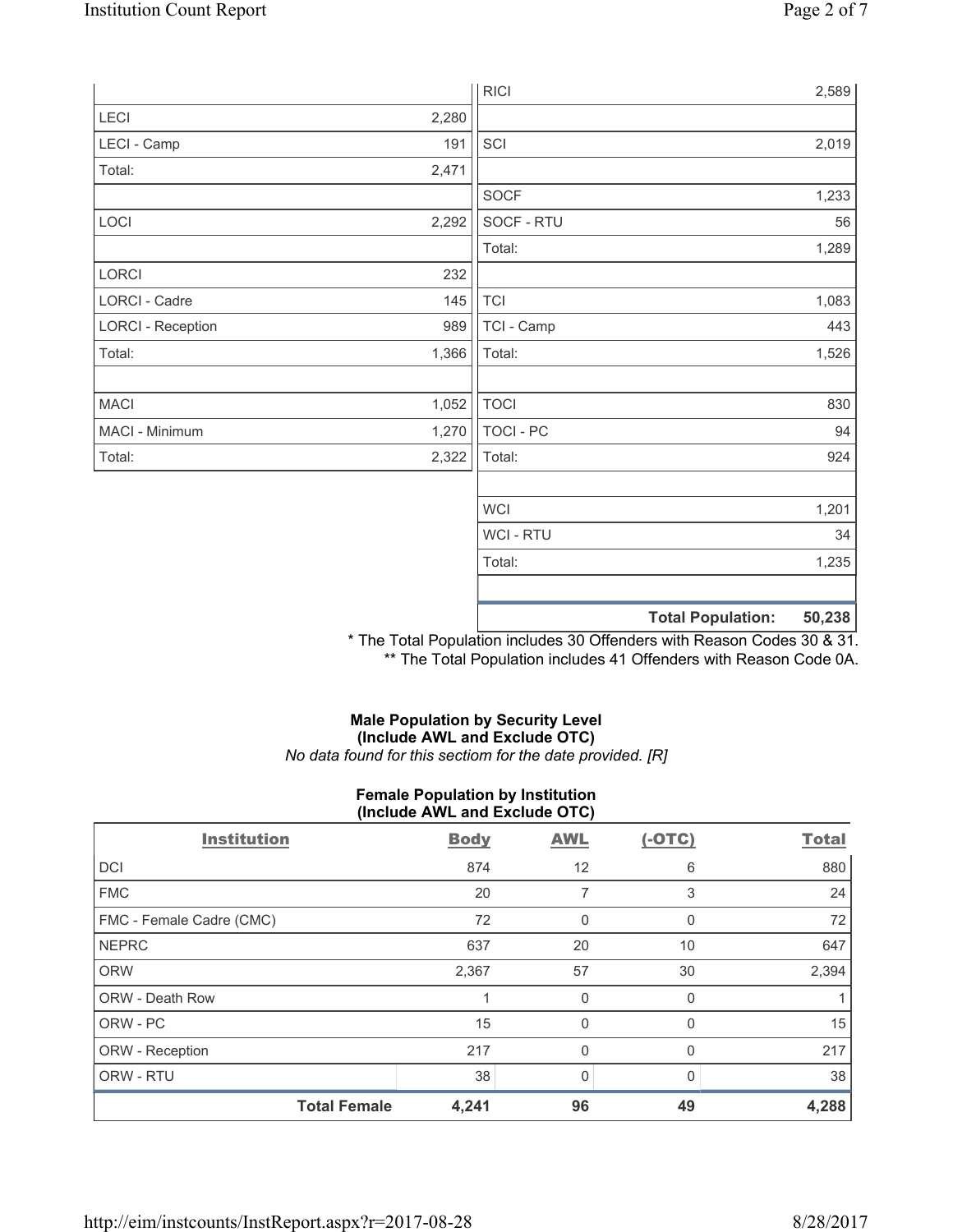| | | | |
|---|---|---|---|
| | | RICI | 2,589 |
| LECI | 2,280 | | |
| LECI - Camp | 191 | SCI | 2,019 |
| Total: | 2,471 | | |
| | | SOCF | 1,233 |
| LOCI | 2,292 | SOCF - RTU | 56 |
| | | Total: | 1,289 |
| LORCI | 232 | | |
| LORCI - Cadre | 145 | TCI | 1,083 |
| LORCI - Reception | 989 | TCI - Camp | 443 |
| Total: | 1,366 | Total: | 1,526 |
| | | | |
| MACI | 1,052 | TOCI | 830 |
| MACI - Minimum | 1,270 | TOCI - PC | 94 |
| Total: | 2,322 | Total: | 924 |
| | | | |
| | | WCI | 1,201 |
| | | WCI - RTU | 34 |
| | | Total: | 1,235 |
| | | | |
| | | **Total Population:** | **50,238** |

* The Total Population includes 30 Offenders with Reason Codes 30 & 31.
** The Total Population includes 41 Offenders with Reason Code 0A.

**Male Population by Security Level**
**(Include AWL and Exclude OTC)**
*No data found for this sectiom for the date provided. [R]*

**Female Population by Institution**
**(Include AWL and Exclude OTC)**

| Institution | Body | AWL | (-OTC) | Total |
|---|---|---|---|---|
| DCI | 874 | 12 | 6 | 880 |
| FMC | 20 | 7 | 3 | 24 |
| FMC - Female Cadre (CMC) | 72 | 0 | 0 | 72 |
| NEPRC | 637 | 20 | 10 | 647 |
| ORW | 2,367 | 57 | 30 | 2,394 |
| ORW - Death Row | 1 | 0 | 0 | 1 |
| ORW - PC | 15 | 0 | 0 | 15 |
| ORW - Reception | 217 | 0 | 0 | 217 |
| ORW - RTU | 38 | 0 | 0 | 38 |
| **Total Female** | **4,241** | **96** | **49** | **4,288** |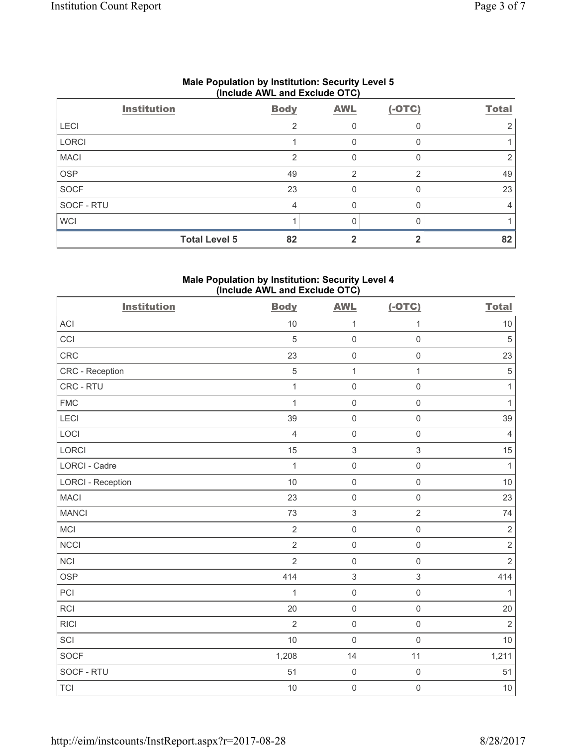### Male Population by Institution: Security Level 5 (Include AWL and Exclude OTC)

| Institution | Body | AWL | (-OTC) | Total |
|---|---|---|---|---|
| LECI | 2 | 0 | 0 | 2 |
| LORCI | 1 | 0 | 0 | 1 |
| MACI | 2 | 0 | 0 | 2 |
| OSP | 49 | 2 | 2 | 49 |
| SOCF | 23 | 0 | 0 | 23 |
| SOCF - RTU | 4 | 0 | 0 | 4 |
| WCI | 1 | 0 | 0 | 1 |
| **Total Level 5** | **82** | **2** | **2** | **82** |

### Male Population by Institution: Security Level 4 (Include AWL and Exclude OTC)

| Institution | Body | AWL | (-OTC) | Total |
|---|---|---|---|---|
| ACI | 10 | 1 | 1 | 10 |
| CCI | 5 | 0 | 0 | 5 |
| CRC | 23 | 0 | 0 | 23 |
| CRC - Reception | 5 | 1 | 1 | 5 |
| CRC - RTU | 1 | 0 | 0 | 1 |
| FMC | 1 | 0 | 0 | 1 |
| LECI | 39 | 0 | 0 | 39 |
| LOCI | 4 | 0 | 0 | 4 |
| LORCI | 15 | 3 | 3 | 15 |
| LORCI - Cadre | 1 | 0 | 0 | 1 |
| LORCI - Reception | 10 | 0 | 0 | 10 |
| MACI | 23 | 0 | 0 | 23 |
| MANCI | 73 | 3 | 2 | 74 |
| MCI | 2 | 0 | 0 | 2 |
| NCCI | 2 | 0 | 0 | 2 |
| NCI | 2 | 0 | 0 | 2 |
| OSP | 414 | 3 | 3 | 414 |
| PCI | 1 | 0 | 0 | 1 |
| RCI | 20 | 0 | 0 | 20 |
| RICI | 2 | 0 | 0 | 2 |
| SCI | 10 | 0 | 0 | 10 |
| SOCF | 1,208 | 14 | 11 | 1,211 |
| SOCF - RTU | 51 | 0 | 0 | 51 |
| TCI | 10 | 0 | 0 | 10 |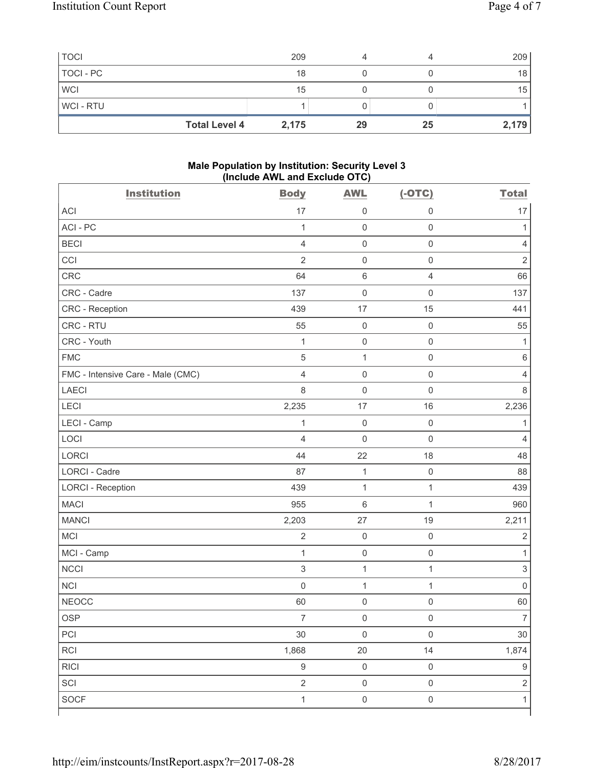| | | | | |
|---|---|---|---|---|
| TOCI | 209 | 4 | 4 | 209 |
| TOCI - PC | 18 | 0 | 0 | 18 |
| WCI | 15 | 0 | 0 | 15 |
| WCI - RTU | 1 | 0 | 0 | 1 |
| **Total Level 4** | **2,175** | **29** | **25** | **2,179** |

**Male Population by Institution: Security Level 3 (Include AWL and Exclude OTC)**

| Institution | Body | AWL | (-OTC) | Total |
|---|---|---|---|---|
| ACI | 17 | 0 | 0 | 17 |
| ACI - PC | 1 | 0 | 0 | 1 |
| BECI | 4 | 0 | 0 | 4 |
| CCI | 2 | 0 | 0 | 2 |
| CRC | 64 | 6 | 4 | 66 |
| CRC - Cadre | 137 | 0 | 0 | 137 |
| CRC - Reception | 439 | 17 | 15 | 441 |
| CRC - RTU | 55 | 0 | 0 | 55 |
| CRC - Youth | 1 | 0 | 0 | 1 |
| FMC | 5 | 1 | 0 | 6 |
| FMC - Intensive Care - Male (CMC) | 4 | 0 | 0 | 4 |
| LAECI | 8 | 0 | 0 | 8 |
| LECI | 2,235 | 17 | 16 | 2,236 |
| LECI - Camp | 1 | 0 | 0 | 1 |
| LOCI | 4 | 0 | 0 | 4 |
| LORCI | 44 | 22 | 18 | 48 |
| LORCI - Cadre | 87 | 1 | 0 | 88 |
| LORCI - Reception | 439 | 1 | 1 | 439 |
| MACI | 955 | 6 | 1 | 960 |
| MANCI | 2,203 | 27 | 19 | 2,211 |
| MCI | 2 | 0 | 0 | 2 |
| MCI - Camp | 1 | 0 | 0 | 1 |
| NCCI | 3 | 1 | 1 | 3 |
| NCI | 0 | 1 | 1 | 0 |
| NEOCC | 60 | 0 | 0 | 60 |
| OSP | 7 | 0 | 0 | 7 |
| PCI | 30 | 0 | 0 | 30 |
| RCI | 1,868 | 20 | 14 | 1,874 |
| RICI | 9 | 0 | 0 | 9 |
| SCI | 2 | 0 | 0 | 2 |
| SOCF | 1 | 0 | 0 | 1 |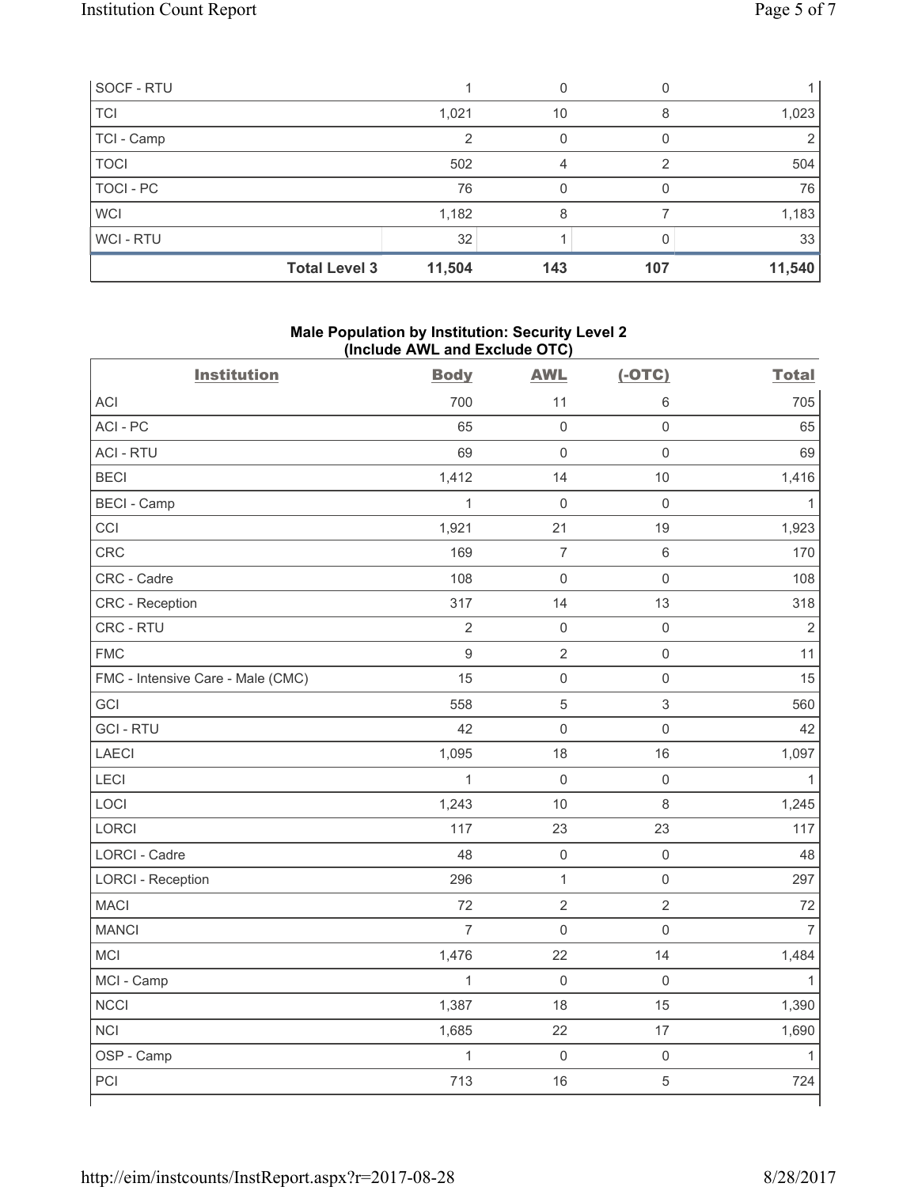| | | | | |
|---|---|---|---|---|
| SOCF - RTU | 1 | 0 | 0 | 1 |
| TCI | 1,021 | 10 | 8 | 1,023 |
| TCI - Camp | 2 | 0 | 0 | 2 |
| TOCI | 502 | 4 | 2 | 504 |
| TOCI - PC | 76 | 0 | 0 | 76 |
| WCI | 1,182 | 8 | 7 | 1,183 |
| WCI - RTU | 32 | 1 | 0 | 33 |
| **Total Level 3** | **11,504** | **143** | **107** | **11,540** |

### Male Population by Institution: Security Level 2 (Include AWL and Exclude OTC)

| Institution | Body | AWL | (-OTC) | Total |
|---|---|---|---|---|
| ACI | 700 | 11 | 6 | 705 |
| ACI - PC | 65 | 0 | 0 | 65 |
| ACI - RTU | 69 | 0 | 0 | 69 |
| BECI | 1,412 | 14 | 10 | 1,416 |
| BECI - Camp | 1 | 0 | 0 | 1 |
| CCI | 1,921 | 21 | 19 | 1,923 |
| CRC | 169 | 7 | 6 | 170 |
| CRC - Cadre | 108 | 0 | 0 | 108 |
| CRC - Reception | 317 | 14 | 13 | 318 |
| CRC - RTU | 2 | 0 | 0 | 2 |
| FMC | 9 | 2 | 0 | 11 |
| FMC - Intensive Care - Male (CMC) | 15 | 0 | 0 | 15 |
| GCI | 558 | 5 | 3 | 560 |
| GCI - RTU | 42 | 0 | 0 | 42 |
| LAECI | 1,095 | 18 | 16 | 1,097 |
| LECI | 1 | 0 | 0 | 1 |
| LOCI | 1,243 | 10 | 8 | 1,245 |
| LORCI | 117 | 23 | 23 | 117 |
| LORCI - Cadre | 48 | 0 | 0 | 48 |
| LORCI - Reception | 296 | 1 | 0 | 297 |
| MACI | 72 | 2 | 2 | 72 |
| MANCI | 7 | 0 | 0 | 7 |
| MCI | 1,476 | 22 | 14 | 1,484 |
| MCI - Camp | 1 | 0 | 0 | 1 |
| NCCI | 1,387 | 18 | 15 | 1,390 |
| NCI | 1,685 | 22 | 17 | 1,690 |
| OSP - Camp | 1 | 0 | 0 | 1 |
| PCI | 713 | 16 | 5 | 724 |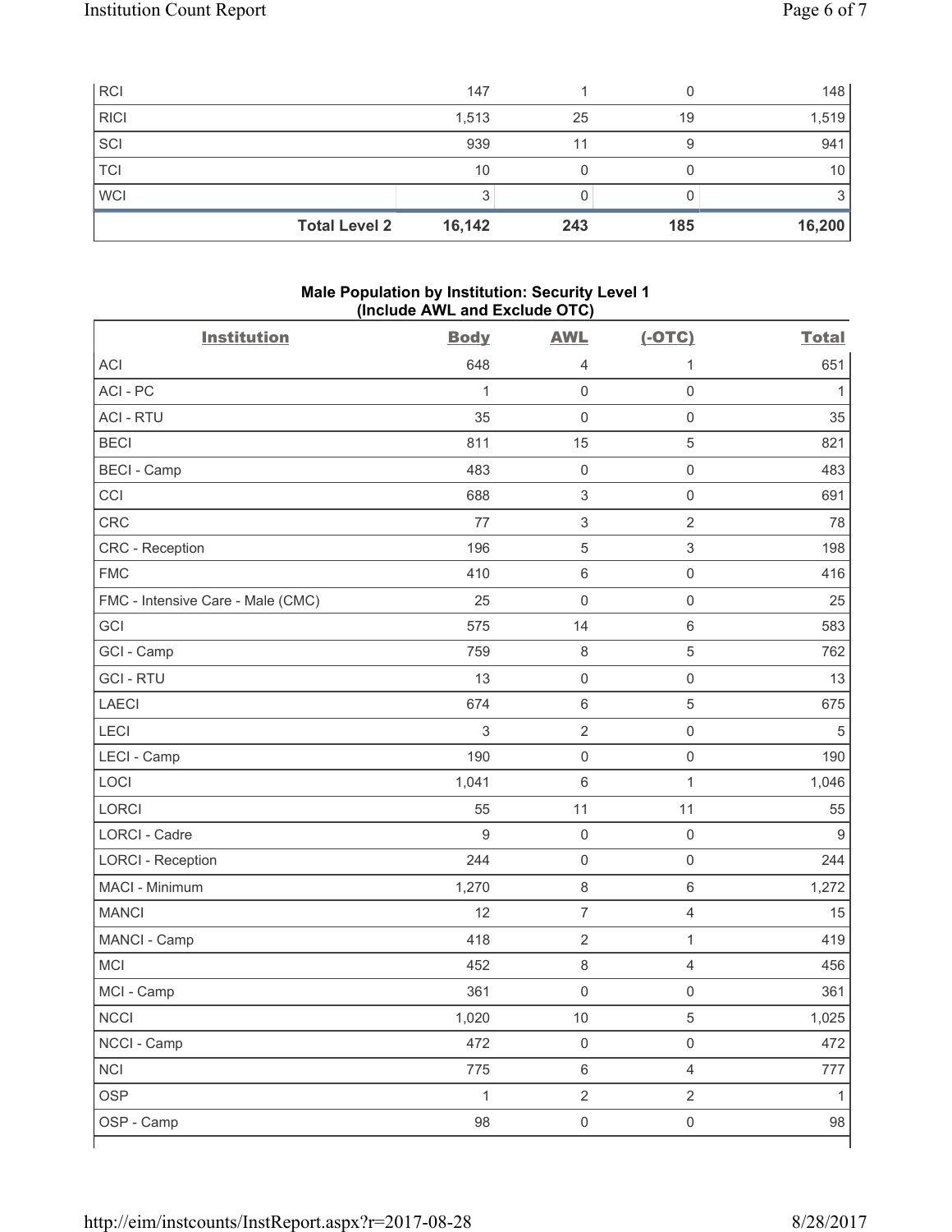| RCI | 147 | 1 | 0 | 148 |
|---|---|---|---|---|
| RICI | 1,513 | 25 | 19 | 1,519 |
| SCI | 939 | 11 | 9 | 941 |
| TCI | 10 | 0 | 0 | 10 |
| WCI | 3 | 0 | 0 | 3 |
| **Total Level 2** | **16,142** | **243** | **185** | **16,200** |

**Male Population by Institution: Security Level 1 (Include AWL and Exclude OTC)**

| Institution | Body | AWL | (-OTC) | Total |
|---|---|---|---|---|
| ACI | 648 | 4 | 1 | 651 |
| ACI - PC | 1 | 0 | 0 | 1 |
| ACI - RTU | 35 | 0 | 0 | 35 |
| BECI | 811 | 15 | 5 | 821 |
| BECI - Camp | 483 | 0 | 0 | 483 |
| CCI | 688 | 3 | 0 | 691 |
| CRC | 77 | 3 | 2 | 78 |
| CRC - Reception | 196 | 5 | 3 | 198 |
| FMC | 410 | 6 | 0 | 416 |
| FMC - Intensive Care - Male (CMC) | 25 | 0 | 0 | 25 |
| GCI | 575 | 14 | 6 | 583 |
| GCI - Camp | 759 | 8 | 5 | 762 |
| GCI - RTU | 13 | 0 | 0 | 13 |
| LAECI | 674 | 6 | 5 | 675 |
| LECI | 3 | 2 | 0 | 5 |
| LECI - Camp | 190 | 0 | 0 | 190 |
| LOCI | 1,041 | 6 | 1 | 1,046 |
| LORCI | 55 | 11 | 11 | 55 |
| LORCI - Cadre | 9 | 0 | 0 | 9 |
| LORCI - Reception | 244 | 0 | 0 | 244 |
| MACI - Minimum | 1,270 | 8 | 6 | 1,272 |
| MANCI | 12 | 7 | 4 | 15 |
| MANCI - Camp | 418 | 2 | 1 | 419 |
| MCI | 452 | 8 | 4 | 456 |
| MCI - Camp | 361 | 0 | 0 | 361 |
| NCCI | 1,020 | 10 | 5 | 1,025 |
| NCCI - Camp | 472 | 0 | 0 | 472 |
| NCI | 775 | 6 | 4 | 777 |
| OSP | 1 | 2 | 2 | 1 |
| OSP - Camp | 98 | 0 | 0 | 98 |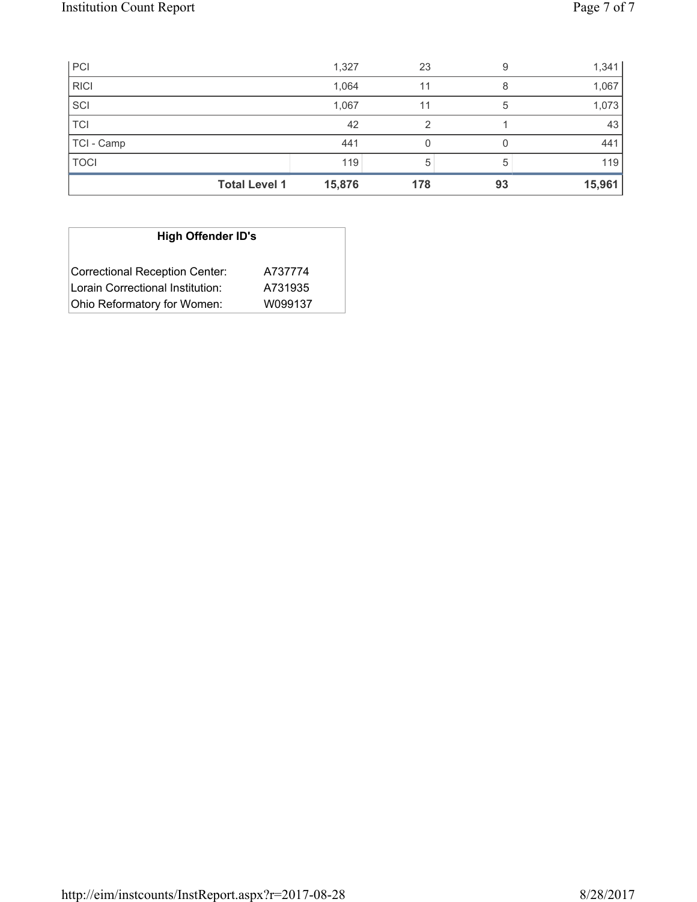| | | | | |
|---|---|---|---|---|
| PCI | 1,327 | 23 | 9 | 1,341 |
| RICI | 1,064 | 11 | 8 | 1,067 |
| SCI | 1,067 | 11 | 5 | 1,073 |
| TCI | 42 | 2 | 1 | 43 |
| TCI - Camp | 441 | 0 | 0 | 441 |
| TOCI | 119 | 5 | 5 | 119 |
| **Total Level 1** | **15,876** | **178** | **93** | **15,961** |

| **High Offender ID's** | |
|---|---|
| Correctional Reception Center: | A737774 |
| Lorain Correctional Institution: | A731935 |
| Ohio Reformatory for Women: | W099137 |